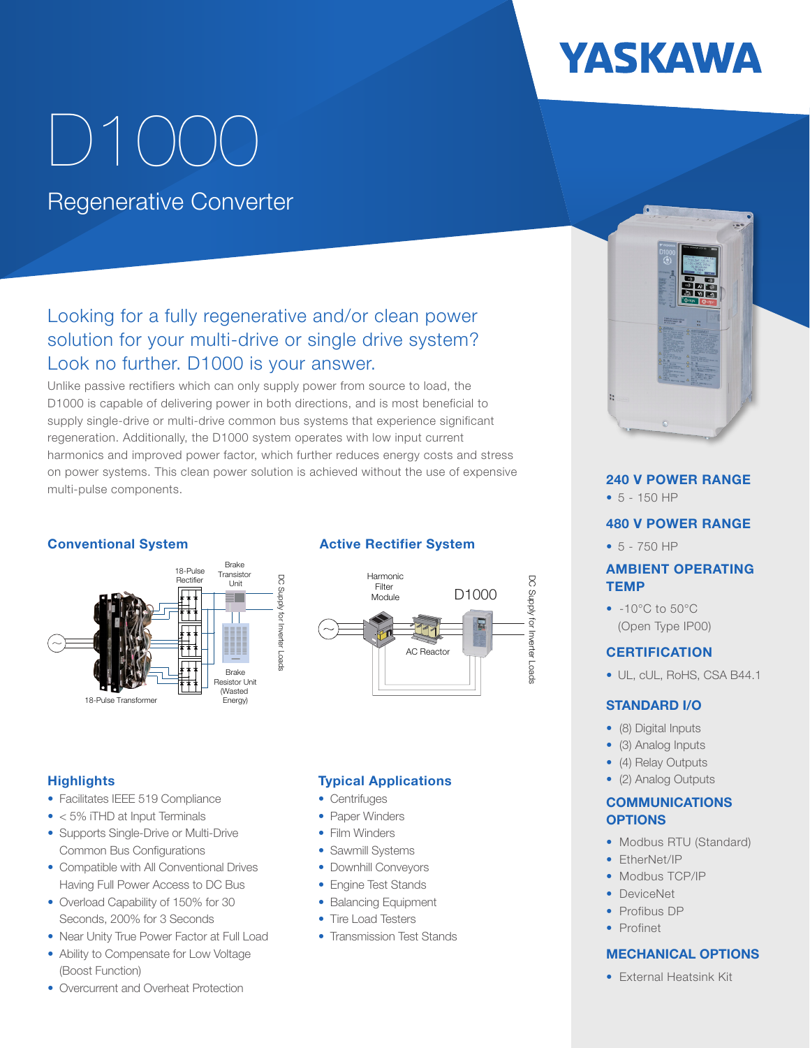YASKAWA

# D1000

## Regenerative Converter

### Looking for a fully regenerative and/or clean power solution for your multi-drive or single drive system? Look no further. D1000 is your answer.

Unlike passive rectifiers which can only supply power from source to load, the D1000 is capable of delivering power in both directions, and is most beneficial to supply single-drive or multi-drive common bus systems that experience significant regeneration. Additionally, the D1000 system operates with low input current harmonics and improved power factor, which further reduces energy costs and stress on power systems. This clean power solution is achieved without the use of expensive multi-pulse components.

### Conventional System

18-Pulse Rectifier

Brake Transistor Unit

Brake Resistor Unit (Wasted Energy)

18-Pulse Transformer

DC Supply for Inverter Loads

### Active Rectifier System

Harmonic Filter Module

AC Reactor

D1000

DC Supply for Inverter Loads

### Highlights

- Facilitates IEEE 519 Compliance
- < 5% iTHD at Input Terminals
- Supports Single-Drive or Multi-Drive Common Bus Configurations
- Compatible with All Conventional Drives Having Full Power Access to DC Bus
- Overload Capability of 150% for 30 Seconds, 200% for 3 Seconds
- Near Unity True Power Factor at Full Load
- Ability to Compensate for Low Voltage (Boost Function)
- Overcurrent and Overheat Protection

### Typical Applications

- Centrifuges
- Paper Winders
- Film Winders
- Sawmill Systems
- Downhill Conveyors
- Engine Test Stands
- Balancing Equipment
- Tire Load Testers
- Transmission Test Stands

### 240 V POWER RANGE

- 5 - 150 HP

### 480 V POWER RANGE

- 5 - 750 HP

### AMBIENT OPERATING TEMP

- -10°C to 50°C (Open Type IP00)

### CERTIFICATION

- UL, cUL, RoHS, CSA B44.1

### STANDARD I/O

- (8) Digital Inputs
- (3) Analog Inputs
- (4) Relay Outputs
- (2) Analog Outputs

### COMMUNICATIONS OPTIONS

- Modbus RTU (Standard)
- EtherNet/IP
- Modbus TCP/IP
- DeviceNet
- Profibus DP
- Profinet

### MECHANICAL OPTIONS

- External Heatsink Kit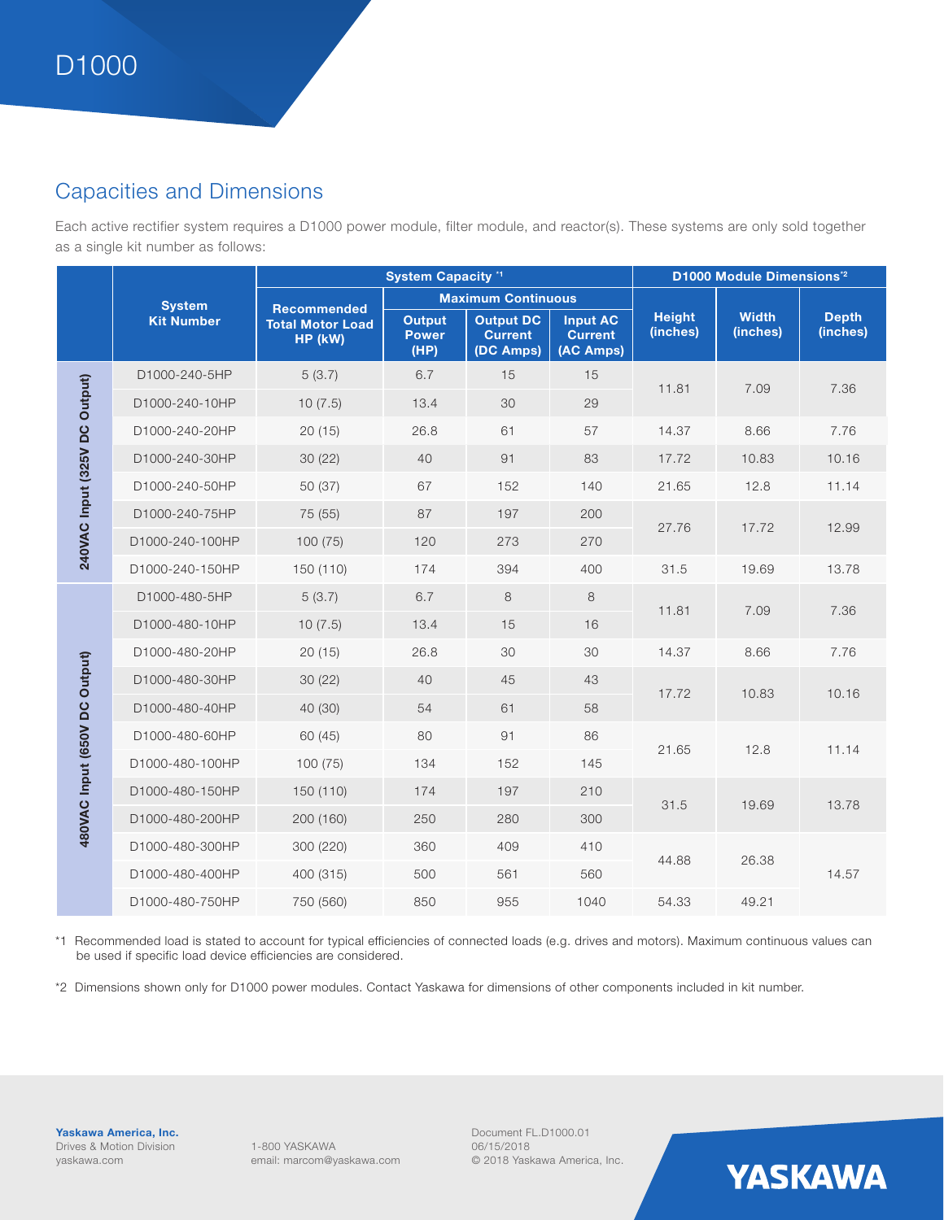# D1000

## Capacities and Dimensions

Each active rectifier system requires a D1000 power module, filter module, and reactor(s). These systems are only sold together as a single kit number as follows:

| | System Kit Number | System Capacity *1 | | | | D1000 Module Dimensions*2 | | |
|---|---|---|---|---|---|---|---|---|
| | | Recommended Total Motor Load HP (kW) | Maximum Continuous | | | Height (inches) | Width (inches) | Depth (inches) |
| | | | Output Power (HP) | Output DC Current (DC Amps) | Input AC Current (AC Amps) | | | |
| 240VAC Input (325V DC Output) | D1000-240-5HP | 5 (3.7) | 6.7 | 15 | 15 | 11.81 | 7.09 | 7.36 |
| | D1000-240-10HP | 10 (7.5) | 13.4 | 30 | 29 | | | |
| | D1000-240-20HP | 20 (15) | 26.8 | 61 | 57 | 14.37 | 8.66 | 7.76 |
| | D1000-240-30HP | 30 (22) | 40 | 91 | 83 | 17.72 | 10.83 | 10.16 |
| | D1000-240-50HP | 50 (37) | 67 | 152 | 140 | 21.65 | 12.8 | 11.14 |
| | D1000-240-75HP | 75 (55) | 87 | 197 | 200 | 27.76 | 17.72 | 12.99 |
| | D1000-240-100HP | 100 (75) | 120 | 273 | 270 | | | |
| | D1000-240-150HP | 150 (110) | 174 | 394 | 400 | 31.5 | 19.69 | 13.78 |
| 480VAC Input (650V DC Output) | D1000-480-5HP | 5 (3.7) | 6.7 | 8 | 8 | 11.81 | 7.09 | 7.36 |
| | D1000-480-10HP | 10 (7.5) | 13.4 | 15 | 16 | | | |
| | D1000-480-20HP | 20 (15) | 26.8 | 30 | 30 | 14.37 | 8.66 | 7.76 |
| | D1000-480-30HP | 30 (22) | 40 | 45 | 43 | 17.72 | 10.83 | 10.16 |
| | D1000-480-40HP | 40 (30) | 54 | 61 | 58 | | | |
| | D1000-480-60HP | 60 (45) | 80 | 91 | 86 | 21.65 | 12.8 | 11.14 |
| | D1000-480-100HP | 100 (75) | 134 | 152 | 145 | | | |
| | D1000-480-150HP | 150 (110) | 174 | 197 | 210 | 31.5 | 19.69 | 13.78 |
| | D1000-480-200HP | 200 (160) | 250 | 280 | 300 | | | |
| | D1000-480-300HP | 300 (220) | 360 | 409 | 410 | 44.88 | 26.38 | 14.57 |
| | D1000-480-400HP | 400 (315) | 500 | 561 | 560 | | | |
| | D1000-480-750HP | 750 (560) | 850 | 955 | 1040 | 54.33 | 49.21 | |

*1 Recommended load is stated to account for typical efficiencies of connected loads (e.g. drives and motors). Maximum continuous values can be used if specific load device efficiencies are considered.

*2 Dimensions shown only for D1000 power modules. Contact Yaskawa for dimensions of other components included in kit number.

**Yaskawa America, Inc.**
Drives & Motion Division
yaskawa.com

1-800 YASKAWA
email: marcom@yaskawa.com

Document FL.D1000.01
06/15/2018
© 2018 Yaskawa America, Inc.

YASKAWA